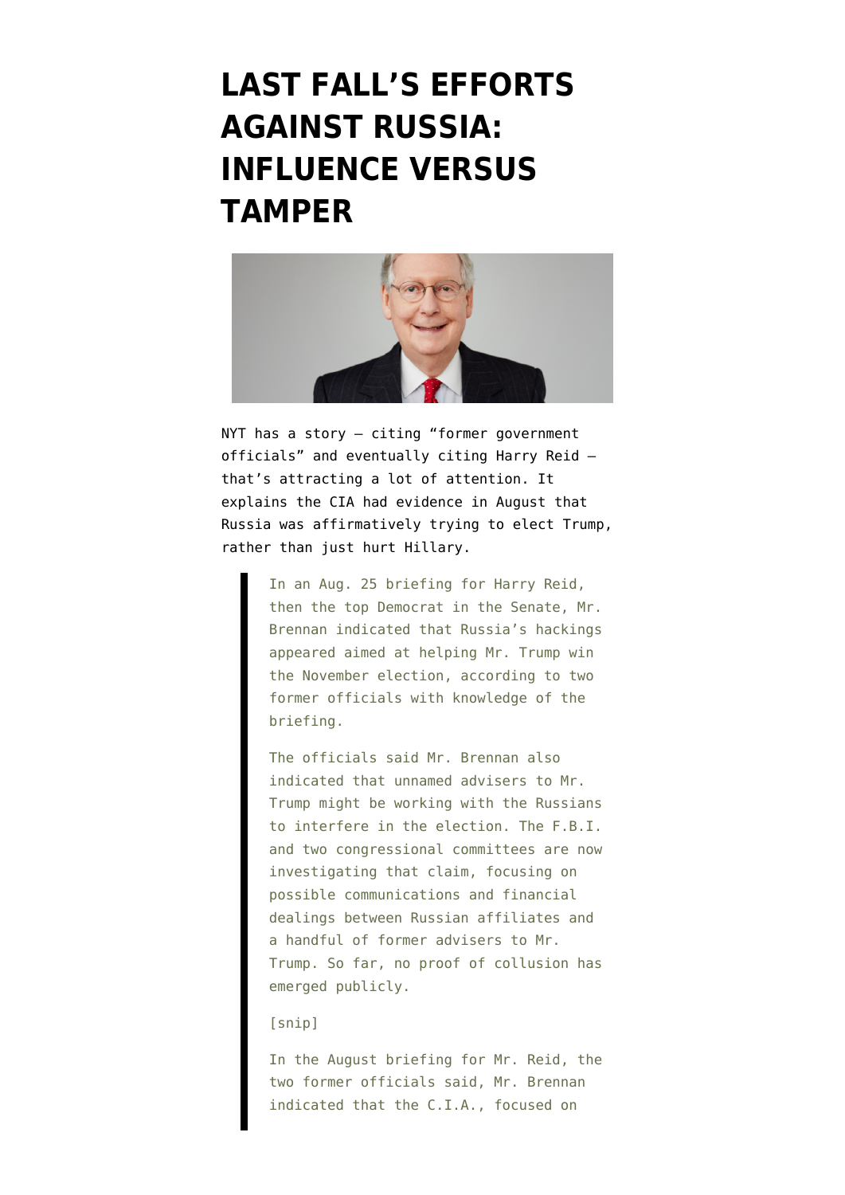# LAST FALL'S EFFORTS AGAINST RUSSIA: INFLUENCE VERSUS TAMPER

NYT has a story — citing "former government officials" and eventually citing Harry Reid — that's attracting a lot of attention. It explains the CIA had evidence in August that Russia was affirmatively trying to elect Trump, rather than just hurt Hillary.

> In an Aug. 25 briefing for Harry Reid, then the top Democrat in the Senate, Mr. Brennan indicated that Russia's hackings appeared aimed at helping Mr. Trump win the November election, according to two former officials with knowledge of the briefing.
>
> The officials said Mr. Brennan also indicated that unnamed advisers to Mr. Trump might be working with the Russians to interfere in the election. The F.B.I. and two congressional committees are now investigating that claim, focusing on possible communications and financial dealings between Russian affiliates and a handful of former advisers to Mr. Trump. So far, no proof of collusion has emerged publicly.
>
> [snip]
>
> In the August briefing for Mr. Reid, the two former officials said, Mr. Brennan indicated that the C.I.A., focused on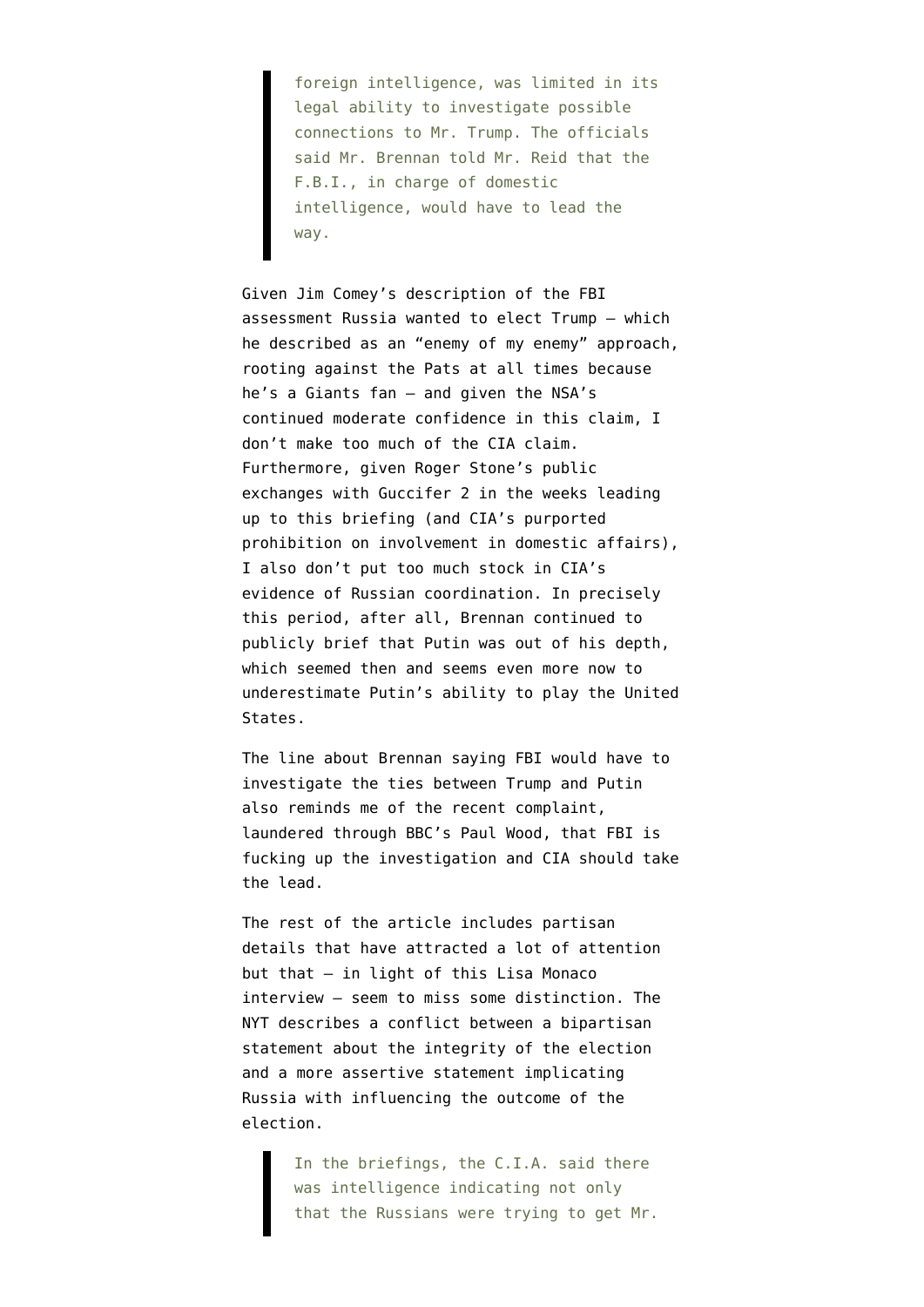> foreign intelligence, was limited in its legal ability to investigate possible connections to Mr. Trump. The officials said Mr. Brennan told Mr. Reid that the F.B.I., in charge of domestic intelligence, would have to lead the way.

Given Jim Comey's description of the FBI assessment Russia wanted to elect Trump — which he described as an "enemy of my enemy" approach, rooting against the Pats at all times because he's a Giants fan — and given the NSA's continued moderate confidence in this claim, I don't make too much of the CIA claim. Furthermore, given Roger Stone's public exchanges with Guccifer 2 in the weeks leading up to this briefing (and CIA's purported prohibition on involvement in domestic affairs), I also don't put too much stock in CIA's evidence of Russian coordination. In precisely this period, after all, Brennan continued to publicly brief that Putin was out of his depth, which seemed then and seems even more now to underestimate Putin's ability to play the United States.

The line about Brennan saying FBI would have to investigate the ties between Trump and Putin also reminds me of the recent complaint, laundered through BBC's Paul Wood, that FBI is fucking up the investigation and CIA should take the lead.

The rest of the article includes partisan details that have attracted a lot of attention but that — in light of this Lisa Monaco interview — seem to miss some distinction. The NYT describes a conflict between a bipartisan statement about the integrity of the election and a more assertive statement implicating Russia with influencing the outcome of the election.

> In the briefings, the C.I.A. said there was intelligence indicating not only that the Russians were trying to get Mr.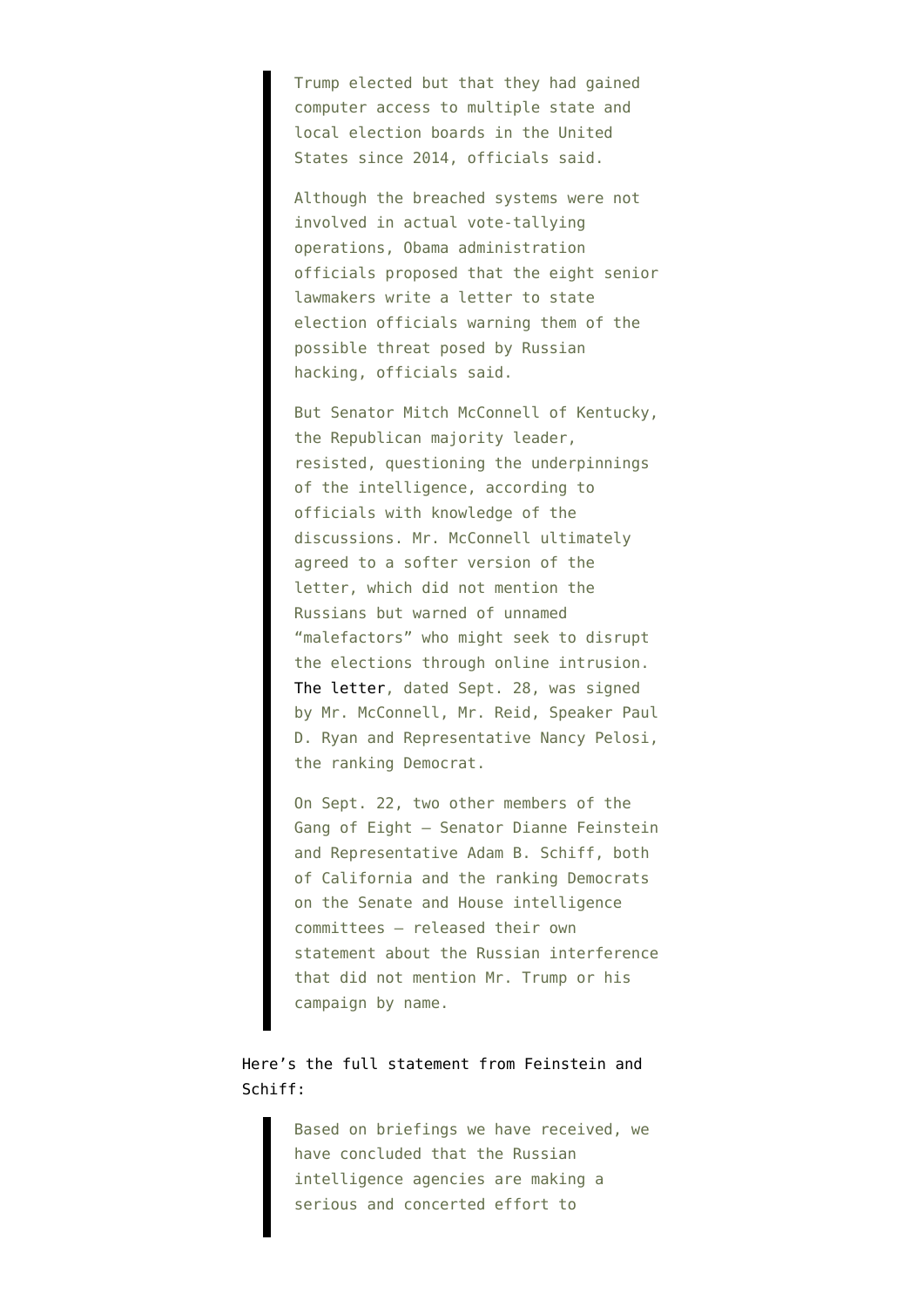> Trump elected but that they had gained computer access to multiple state and local election boards in the United States since 2014, officials said.
>
> Although the breached systems were not involved in actual vote-tallying operations, Obama administration officials proposed that the eight senior lawmakers write a letter to state election officials warning them of the possible threat posed by Russian hacking, officials said.
>
> But Senator Mitch McConnell of Kentucky, the Republican majority leader, resisted, questioning the underpinnings of the intelligence, according to officials with knowledge of the discussions. Mr. McConnell ultimately agreed to a softer version of the letter, which did not mention the Russians but warned of unnamed "malefactors" who might seek to disrupt the elections through online intrusion. The letter, dated Sept. 28, was signed by Mr. McConnell, Mr. Reid, Speaker Paul D. Ryan and Representative Nancy Pelosi, the ranking Democrat.
>
> On Sept. 22, two other members of the Gang of Eight — Senator Dianne Feinstein and Representative Adam B. Schiff, both of California and the ranking Democrats on the Senate and House intelligence committees — released their own statement about the Russian interference that did not mention Mr. Trump or his campaign by name.

Here's the full statement from Feinstein and Schiff:

> Based on briefings we have received, we have concluded that the Russian intelligence agencies are making a serious and concerted effort to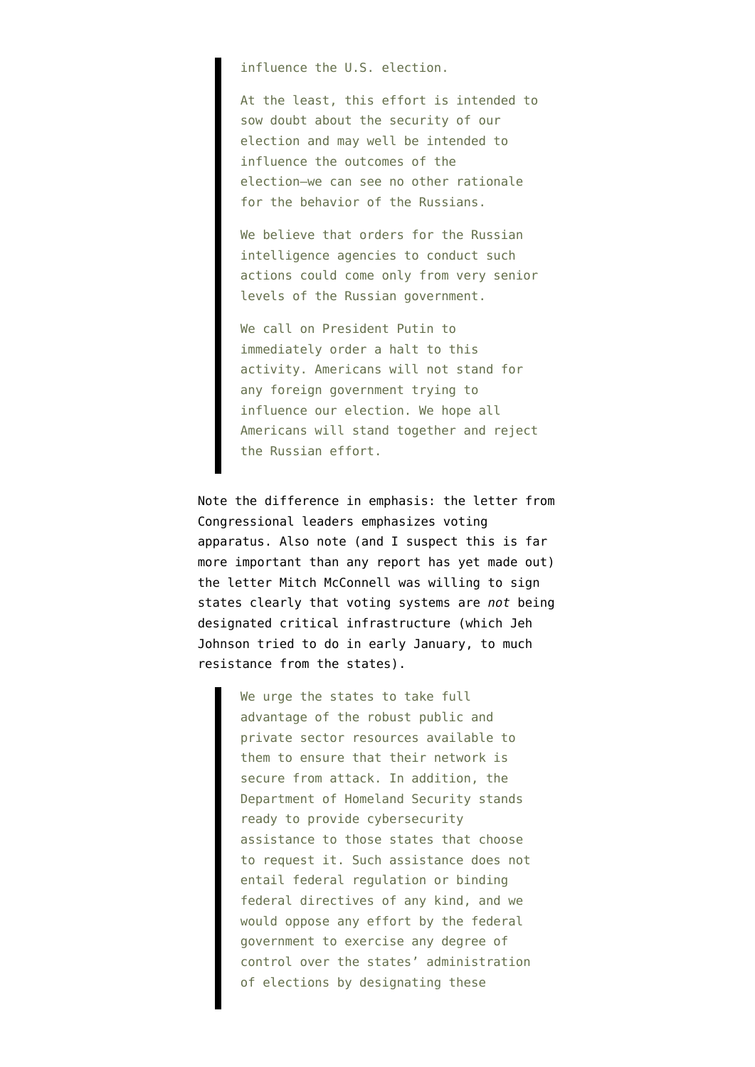> influence the U.S. election.
>
> At the least, this effort is intended to sow doubt about the security of our election and may well be intended to influence the outcomes of the election—we can see no other rationale for the behavior of the Russians.
>
> We believe that orders for the Russian intelligence agencies to conduct such actions could come only from very senior levels of the Russian government.
>
> We call on President Putin to immediately order a halt to this activity. Americans will not stand for any foreign government trying to influence our election. We hope all Americans will stand together and reject the Russian effort.

Note the difference in emphasis: the letter from Congressional leaders emphasizes voting apparatus. Also note (and I suspect this is far more important than any report has yet made out) the letter Mitch McConnell was willing to sign states clearly that voting systems are *not* being designated critical infrastructure (which Jeh Johnson tried to do in early January, to much resistance from the states).

> We urge the states to take full advantage of the robust public and private sector resources available to them to ensure that their network is secure from attack. In addition, the Department of Homeland Security stands ready to provide cybersecurity assistance to those states that choose to request it. Such assistance does not entail federal regulation or binding federal directives of any kind, and we would oppose any effort by the federal government to exercise any degree of control over the states' administration of elections by designating these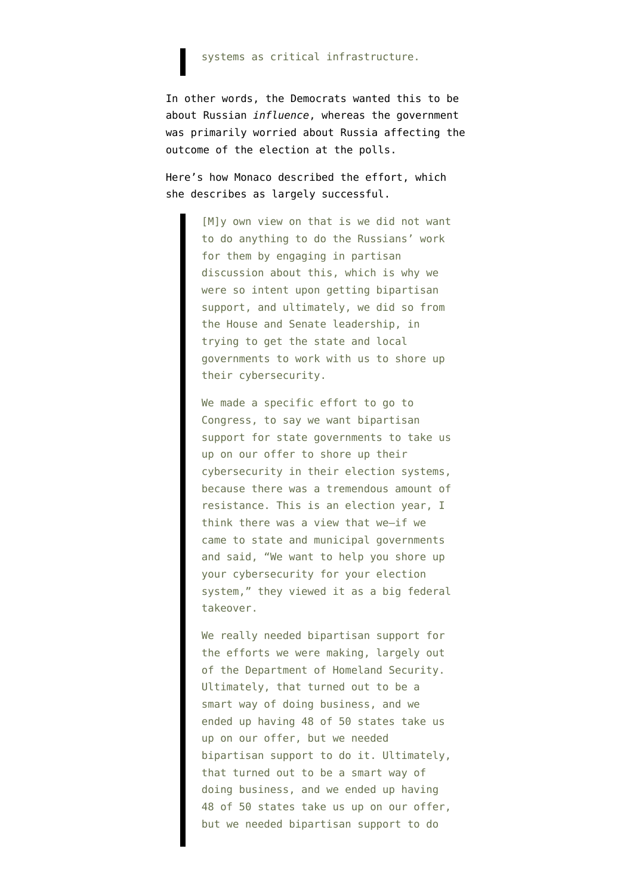> systems as critical infrastructure.

In other words, the Democrats wanted this to be about Russian *influence*, whereas the government was primarily worried about Russia affecting the outcome of the election at the polls.

Here's how Monaco described the effort, which she describes as largely successful.

> [M]y own view on that is we did not want to do anything to do the Russians' work for them by engaging in partisan discussion about this, which is why we were so intent upon getting bipartisan support, and ultimately, we did so from the House and Senate leadership, in trying to get the state and local governments to work with us to shore up their cybersecurity.
>
> We made a specific effort to go to Congress, to say we want bipartisan support for state governments to take us up on our offer to shore up their cybersecurity in their election systems, because there was a tremendous amount of resistance. This is an election year, I think there was a view that we—if we came to state and municipal governments and said, "We want to help you shore up your cybersecurity for your election system," they viewed it as a big federal takeover.
>
> We really needed bipartisan support for the efforts we were making, largely out of the Department of Homeland Security. Ultimately, that turned out to be a smart way of doing business, and we ended up having 48 of 50 states take us up on our offer, but we needed bipartisan support to do it. Ultimately, that turned out to be a smart way of doing business, and we ended up having 48 of 50 states take us up on our offer, but we needed bipartisan support to do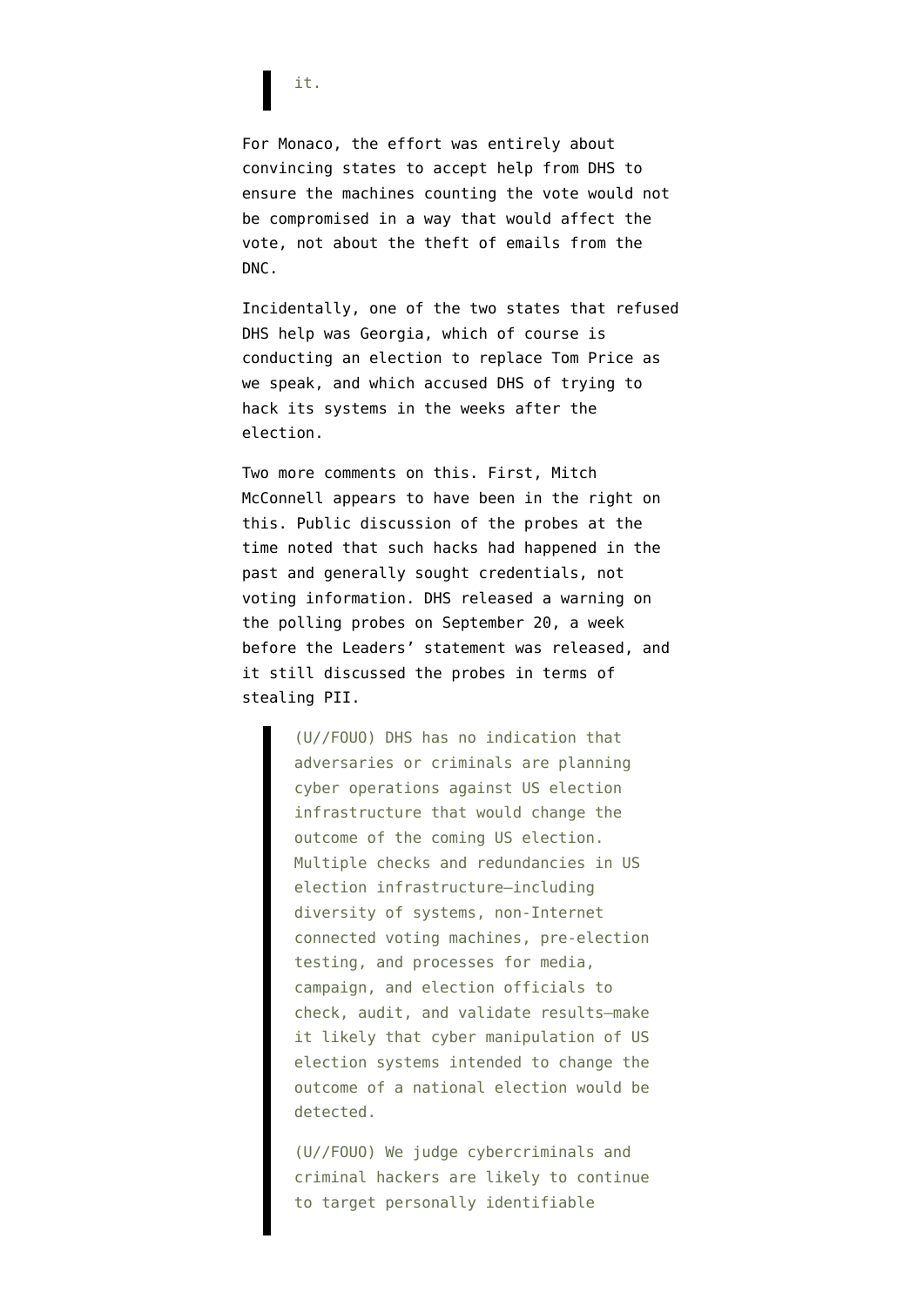> it.

For Monaco, the effort was entirely about convincing states to accept help from DHS to ensure the machines counting the vote would not be compromised in a way that would affect the vote, not about the theft of emails from the DNC.

Incidentally, one of the two states that refused DHS help was Georgia, which of course is conducting an election to replace Tom Price as we speak, and which accused DHS of trying to hack its systems in the weeks after the election.

Two more comments on this. First, Mitch McConnell appears to have been in the right on this. Public discussion of the probes at the time noted that such hacks had happened in the past and generally sought credentials, not voting information. DHS released a warning on the polling probes on September 20, a week before the Leaders' statement was released, and it still discussed the probes in terms of stealing PII.

> (U//FOUO) DHS has no indication that adversaries or criminals are planning cyber operations against US election infrastructure that would change the outcome of the coming US election. Multiple checks and redundancies in US election infrastructure—including diversity of systems, non-Internet connected voting machines, pre-election testing, and processes for media, campaign, and election officials to check, audit, and validate results—make it likely that cyber manipulation of US election systems intended to change the outcome of a national election would be detected.
>
> (U//FOUO) We judge cybercriminals and criminal hackers are likely to continue to target personally identifiable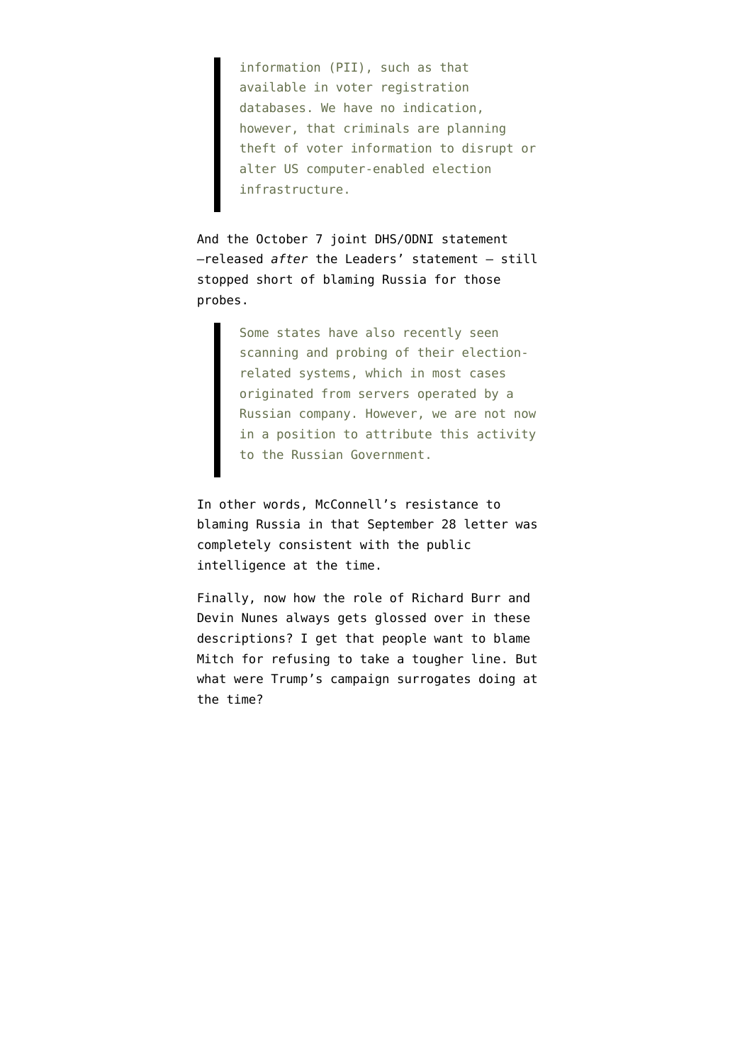> information (PII), such as that available in voter registration databases. We have no indication, however, that criminals are planning theft of voter information to disrupt or alter US computer-enabled election infrastructure.

And the October 7 joint DHS/ODNI statement —released *after* the Leaders' statement — still stopped short of blaming Russia for those probes.

> Some states have also recently seen scanning and probing of their election-related systems, which in most cases originated from servers operated by a Russian company. However, we are not now in a position to attribute this activity to the Russian Government.

In other words, McConnell's resistance to blaming Russia in that September 28 letter was completely consistent with the public intelligence at the time.

Finally, now how the role of Richard Burr and Devin Nunes always gets glossed over in these descriptions? I get that people want to blame Mitch for refusing to take a tougher line. But what were Trump's campaign surrogates doing at the time?